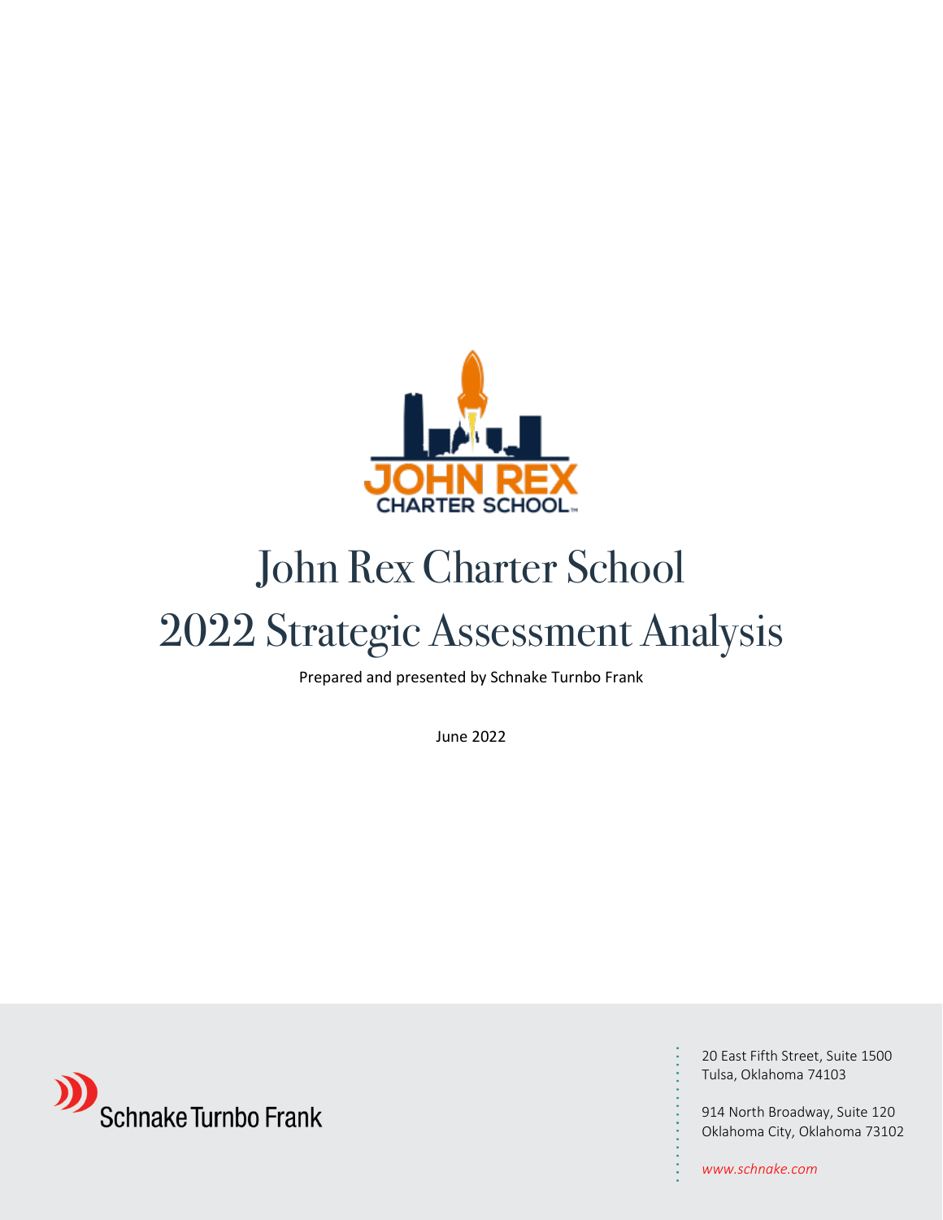# John Rex Charter School
# 2022 Strategic Assessment Analysis

Prepared and presented by Schnake Turnbo Frank

June 2022

Schnake Turnbo Frank

20 East Fifth Street, Suite 1500
Tulsa, Oklahoma 74103

914 North Broadway, Suite 120
Oklahoma City, Oklahoma 73102

*www.schnake.com*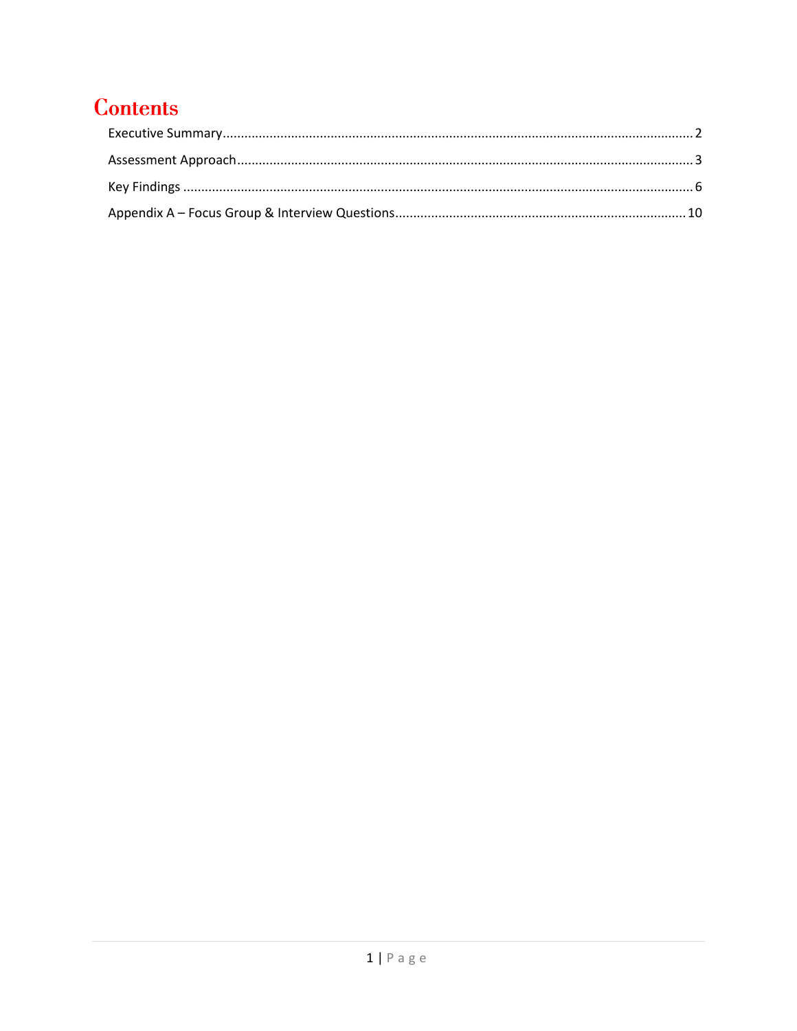# Contents

Executive Summary ........................................................................ 2

Assessment Approach ...................................................................... 3

Key Findings ................................................................................ 6

Appendix A – Focus Group & Interview Questions .................................. 10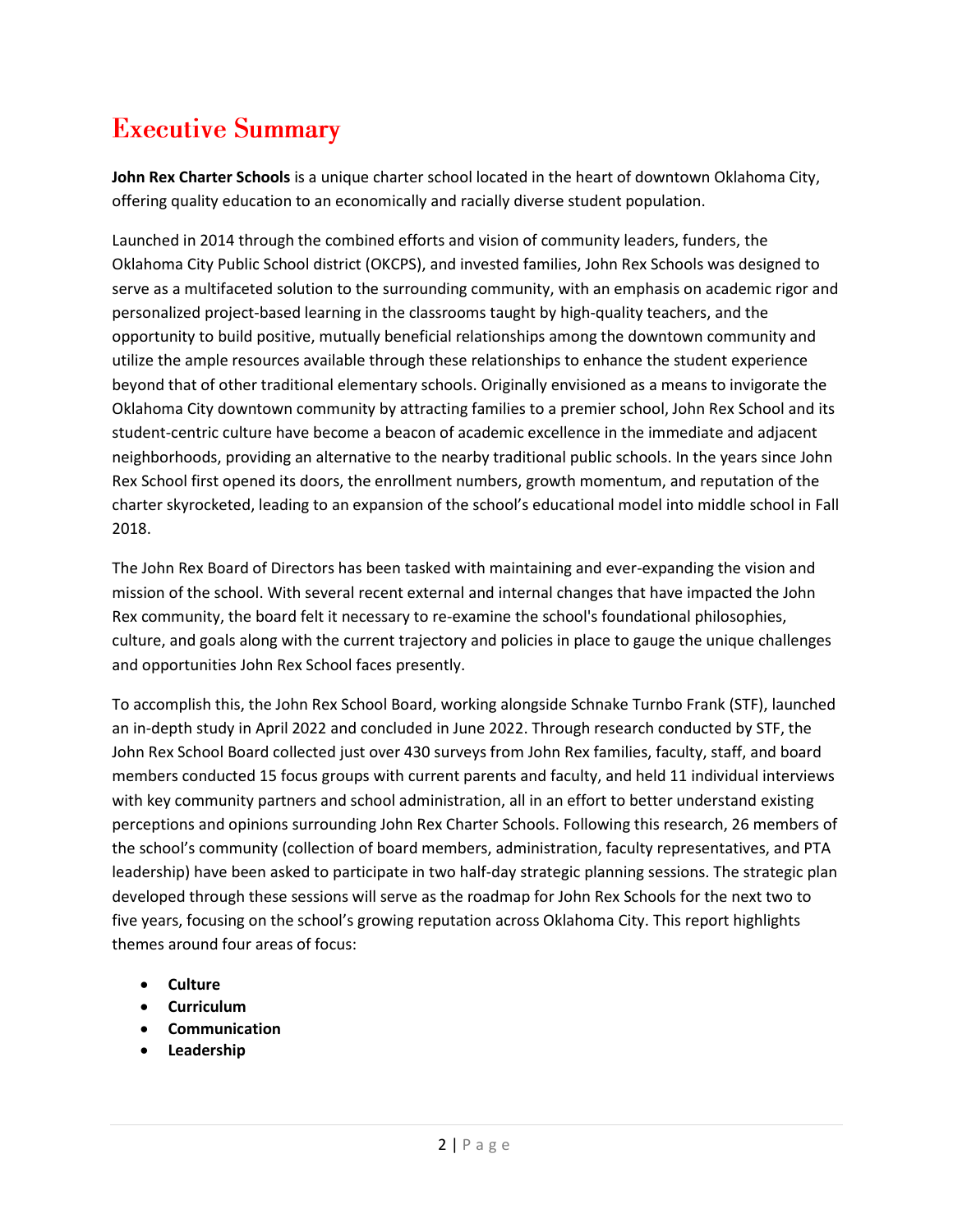# Executive Summary

**John Rex Charter Schools** is a unique charter school located in the heart of downtown Oklahoma City, offering quality education to an economically and racially diverse student population.

Launched in 2014 through the combined efforts and vision of community leaders, funders, the Oklahoma City Public School district (OKCPS), and invested families, John Rex Schools was designed to serve as a multifaceted solution to the surrounding community, with an emphasis on academic rigor and personalized project-based learning in the classrooms taught by high-quality teachers, and the opportunity to build positive, mutually beneficial relationships among the downtown community and utilize the ample resources available through these relationships to enhance the student experience beyond that of other traditional elementary schools. Originally envisioned as a means to invigorate the Oklahoma City downtown community by attracting families to a premier school, John Rex School and its student-centric culture have become a beacon of academic excellence in the immediate and adjacent neighborhoods, providing an alternative to the nearby traditional public schools. In the years since John Rex School first opened its doors, the enrollment numbers, growth momentum, and reputation of the charter skyrocketed, leading to an expansion of the school's educational model into middle school in Fall 2018.

The John Rex Board of Directors has been tasked with maintaining and ever-expanding the vision and mission of the school. With several recent external and internal changes that have impacted the John Rex community, the board felt it necessary to re-examine the school's foundational philosophies, culture, and goals along with the current trajectory and policies in place to gauge the unique challenges and opportunities John Rex School faces presently.

To accomplish this, the John Rex School Board, working alongside Schnake Turnbo Frank (STF), launched an in-depth study in April 2022 and concluded in June 2022. Through research conducted by STF, the John Rex School Board collected just over 430 surveys from John Rex families, faculty, staff, and board members conducted 15 focus groups with current parents and faculty, and held 11 individual interviews with key community partners and school administration, all in an effort to better understand existing perceptions and opinions surrounding John Rex Charter Schools. Following this research, 26 members of the school's community (collection of board members, administration, faculty representatives, and PTA leadership) have been asked to participate in two half-day strategic planning sessions. The strategic plan developed through these sessions will serve as the roadmap for John Rex Schools for the next two to five years, focusing on the school's growing reputation across Oklahoma City. This report highlights themes around four areas of focus:

- **Culture**
- **Curriculum**
- **Communication**
- **Leadership**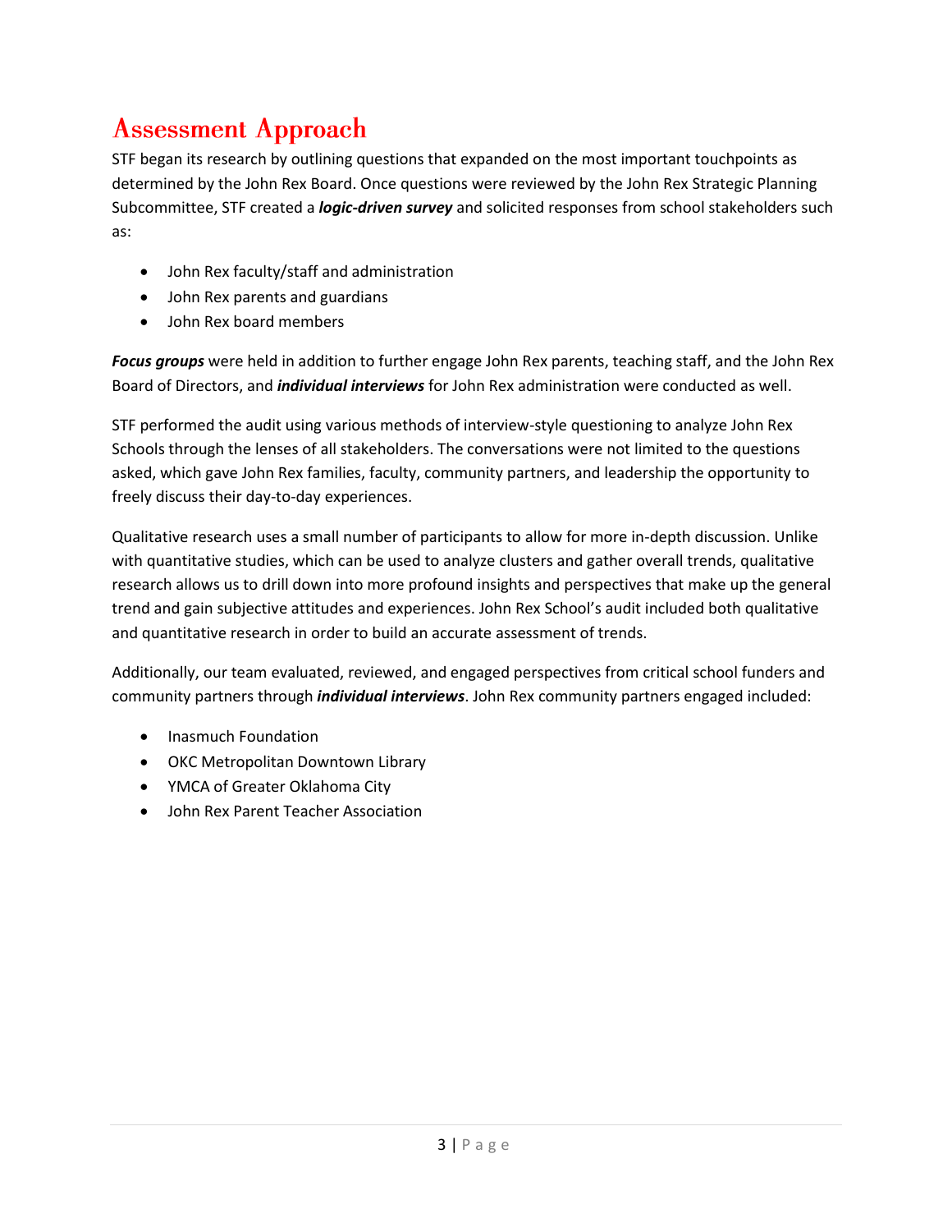# Assessment Approach

STF began its research by outlining questions that expanded on the most important touchpoints as determined by the John Rex Board. Once questions were reviewed by the John Rex Strategic Planning Subcommittee, STF created a ***logic-driven survey*** and solicited responses from school stakeholders such as:

- John Rex faculty/staff and administration
- John Rex parents and guardians
- John Rex board members

***Focus groups*** were held in addition to further engage John Rex parents, teaching staff, and the John Rex Board of Directors, and ***individual interviews*** for John Rex administration were conducted as well.

STF performed the audit using various methods of interview-style questioning to analyze John Rex Schools through the lenses of all stakeholders. The conversations were not limited to the questions asked, which gave John Rex families, faculty, community partners, and leadership the opportunity to freely discuss their day-to-day experiences.

Qualitative research uses a small number of participants to allow for more in-depth discussion. Unlike with quantitative studies, which can be used to analyze clusters and gather overall trends, qualitative research allows us to drill down into more profound insights and perspectives that make up the general trend and gain subjective attitudes and experiences. John Rex School's audit included both qualitative and quantitative research in order to build an accurate assessment of trends.

Additionally, our team evaluated, reviewed, and engaged perspectives from critical school funders and community partners through ***individual interviews***. John Rex community partners engaged included:

- Inasmuch Foundation
- OKC Metropolitan Downtown Library
- YMCA of Greater Oklahoma City
- John Rex Parent Teacher Association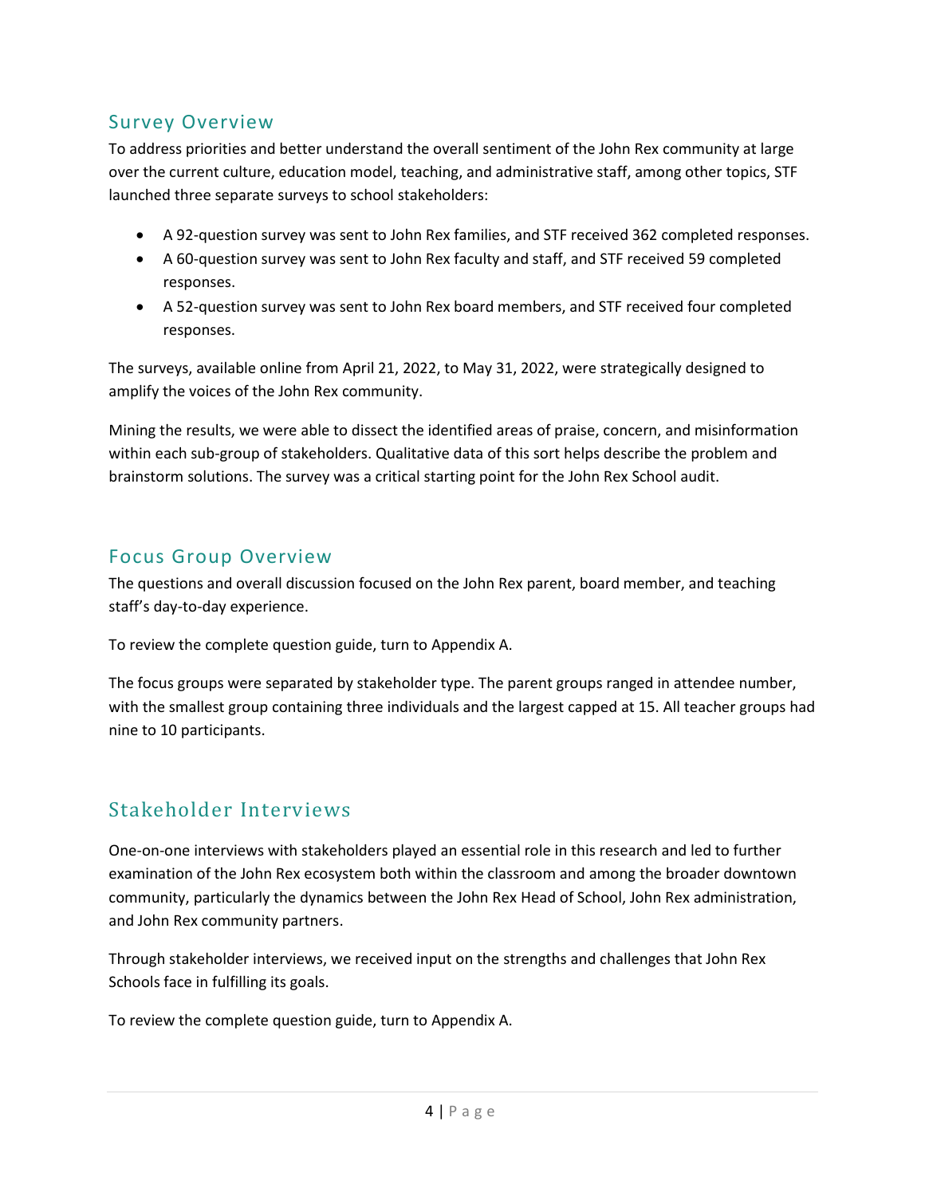## Survey Overview

To address priorities and better understand the overall sentiment of the John Rex community at large over the current culture, education model, teaching, and administrative staff, among other topics, STF launched three separate surveys to school stakeholders:

- A 92-question survey was sent to John Rex families, and STF received 362 completed responses.
- A 60-question survey was sent to John Rex faculty and staff, and STF received 59 completed responses.
- A 52-question survey was sent to John Rex board members, and STF received four completed responses.

The surveys, available online from April 21, 2022, to May 31, 2022, were strategically designed to amplify the voices of the John Rex community.

Mining the results, we were able to dissect the identified areas of praise, concern, and misinformation within each sub-group of stakeholders. Qualitative data of this sort helps describe the problem and brainstorm solutions. The survey was a critical starting point for the John Rex School audit.

## Focus Group Overview

The questions and overall discussion focused on the John Rex parent, board member, and teaching staff's day-to-day experience.

To review the complete question guide, turn to Appendix A.

The focus groups were separated by stakeholder type. The parent groups ranged in attendee number, with the smallest group containing three individuals and the largest capped at 15. All teacher groups had nine to 10 participants.

## Stakeholder Interviews

One-on-one interviews with stakeholders played an essential role in this research and led to further examination of the John Rex ecosystem both within the classroom and among the broader downtown community, particularly the dynamics between the John Rex Head of School, John Rex administration, and John Rex community partners.

Through stakeholder interviews, we received input on the strengths and challenges that John Rex Schools face in fulfilling its goals.

To review the complete question guide, turn to Appendix A.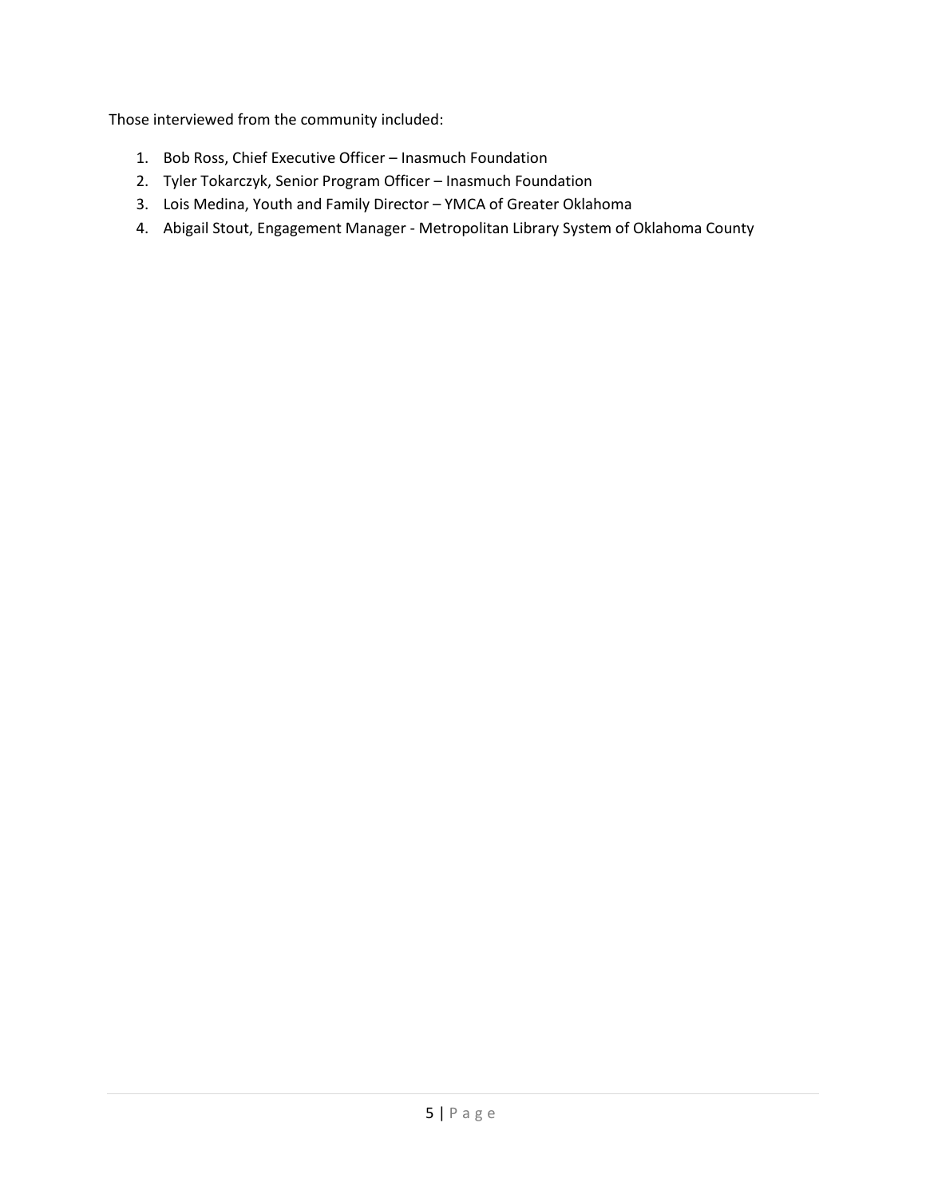Those interviewed from the community included:

1. Bob Ross, Chief Executive Officer – Inasmuch Foundation
2. Tyler Tokarczyk, Senior Program Officer – Inasmuch Foundation
3. Lois Medina, Youth and Family Director – YMCA of Greater Oklahoma
4. Abigail Stout, Engagement Manager - Metropolitan Library System of Oklahoma County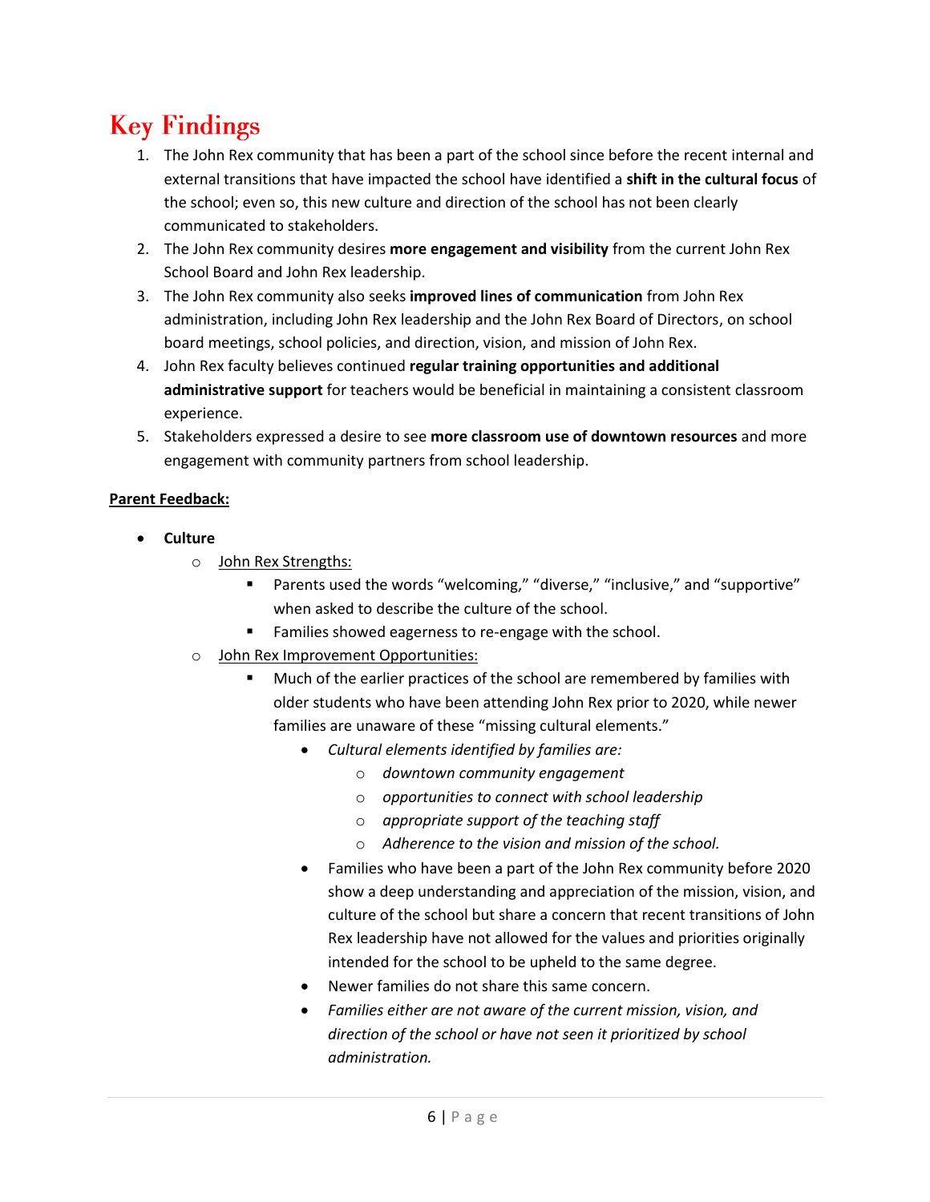# Key Findings

1. The John Rex community that has been a part of the school since before the recent internal and external transitions that have impacted the school have identified a **shift in the cultural focus** of the school; even so, this new culture and direction of the school has not been clearly communicated to stakeholders.
2. The John Rex community desires **more engagement and visibility** from the current John Rex School Board and John Rex leadership.
3. The John Rex community also seeks **improved lines of communication** from John Rex administration, including John Rex leadership and the John Rex Board of Directors, on school board meetings, school policies, and direction, vision, and mission of John Rex.
4. John Rex faculty believes continued **regular training opportunities and additional administrative support** for teachers would be beneficial in maintaining a consistent classroom experience.
5. Stakeholders expressed a desire to see **more classroom use of downtown resources** and more engagement with community partners from school leadership.

**Parent Feedback:**

- **Culture**
  - John Rex Strengths:
    - Parents used the words "welcoming," "diverse," "inclusive," and "supportive" when asked to describe the culture of the school.
    - Families showed eagerness to re-engage with the school.
  - John Rex Improvement Opportunities:
    - Much of the earlier practices of the school are remembered by families with older students who have been attending John Rex prior to 2020, while newer families are unaware of these "missing cultural elements."
      - *Cultural elements identified by families are:*
        - *downtown community engagement*
        - *opportunities to connect with school leadership*
        - *appropriate support of the teaching staff*
        - *Adherence to the vision and mission of the school.*
      - Families who have been a part of the John Rex community before 2020 show a deep understanding and appreciation of the mission, vision, and culture of the school but share a concern that recent transitions of John Rex leadership have not allowed for the values and priorities originally intended for the school to be upheld to the same degree.
      - Newer families do not share this same concern.
      - *Families either are not aware of the current mission, vision, and direction of the school or have not seen it prioritized by school administration.*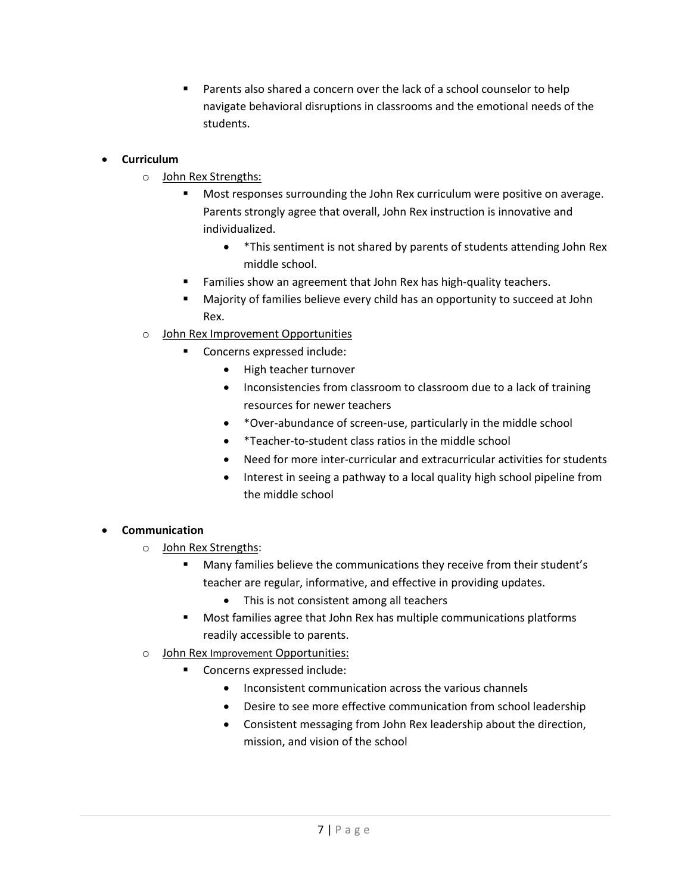- Parents also shared a concern over the lack of a school counselor to help navigate behavioral disruptions in classrooms and the emotional needs of the students.

- **Curriculum**
  - John Rex Strengths:
    - Most responses surrounding the John Rex curriculum were positive on average. Parents strongly agree that overall, John Rex instruction is innovative and individualized.
      - *This sentiment is not shared by parents of students attending John Rex middle school.
    - Families show an agreement that John Rex has high-quality teachers.
    - Majority of families believe every child has an opportunity to succeed at John Rex.
  - John Rex Improvement Opportunities
    - Concerns expressed include:
      - High teacher turnover
      - Inconsistencies from classroom to classroom due to a lack of training resources for newer teachers
      - *Over-abundance of screen-use, particularly in the middle school
      - *Teacher-to-student class ratios in the middle school
      - Need for more inter-curricular and extracurricular activities for students
      - Interest in seeing a pathway to a local quality high school pipeline from the middle school

- **Communication**
  - John Rex Strengths:
    - Many families believe the communications they receive from their student's teacher are regular, informative, and effective in providing updates.
      - This is not consistent among all teachers
    - Most families agree that John Rex has multiple communications platforms readily accessible to parents.
  - John Rex Improvement Opportunities:
    - Concerns expressed include:
      - Inconsistent communication across the various channels
      - Desire to see more effective communication from school leadership
      - Consistent messaging from John Rex leadership about the direction, mission, and vision of the school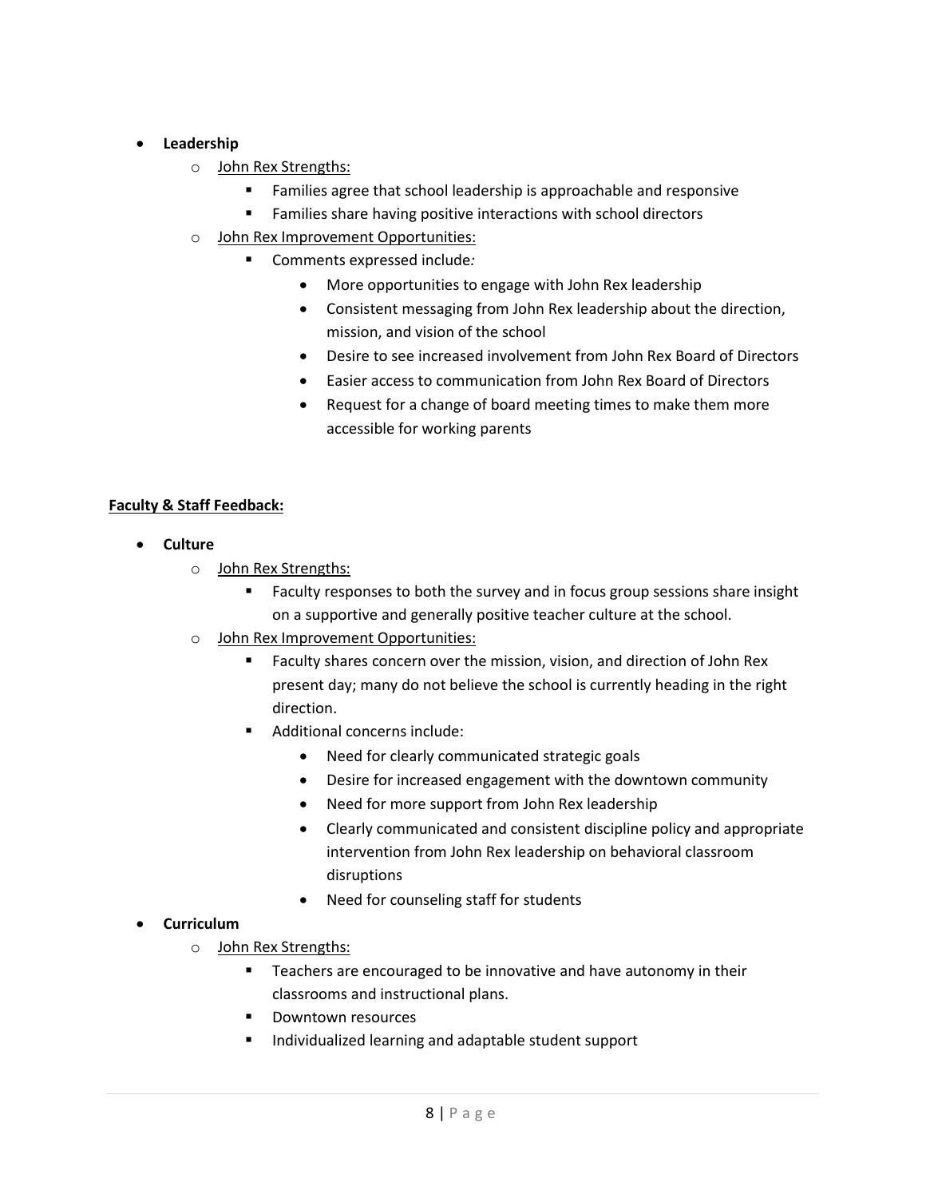- **Leadership**
  - John Rex Strengths:
    - Families agree that school leadership is approachable and responsive
    - Families share having positive interactions with school directors
  - John Rex Improvement Opportunities:
    - Comments expressed include:
      - More opportunities to engage with John Rex leadership
      - Consistent messaging from John Rex leadership about the direction, mission, and vision of the school
      - Desire to see increased involvement from John Rex Board of Directors
      - Easier access to communication from John Rex Board of Directors
      - Request for a change of board meeting times to make them more accessible for working parents

**Faculty & Staff Feedback:**

- **Culture**
  - John Rex Strengths:
    - Faculty responses to both the survey and in focus group sessions share insight on a supportive and generally positive teacher culture at the school.
  - John Rex Improvement Opportunities:
    - Faculty shares concern over the mission, vision, and direction of John Rex present day; many do not believe the school is currently heading in the right direction.
    - Additional concerns include:
      - Need for clearly communicated strategic goals
      - Desire for increased engagement with the downtown community
      - Need for more support from John Rex leadership
      - Clearly communicated and consistent discipline policy and appropriate intervention from John Rex leadership on behavioral classroom disruptions
      - Need for counseling staff for students
- **Curriculum**
  - John Rex Strengths:
    - Teachers are encouraged to be innovative and have autonomy in their classrooms and instructional plans.
    - Downtown resources
    - Individualized learning and adaptable student support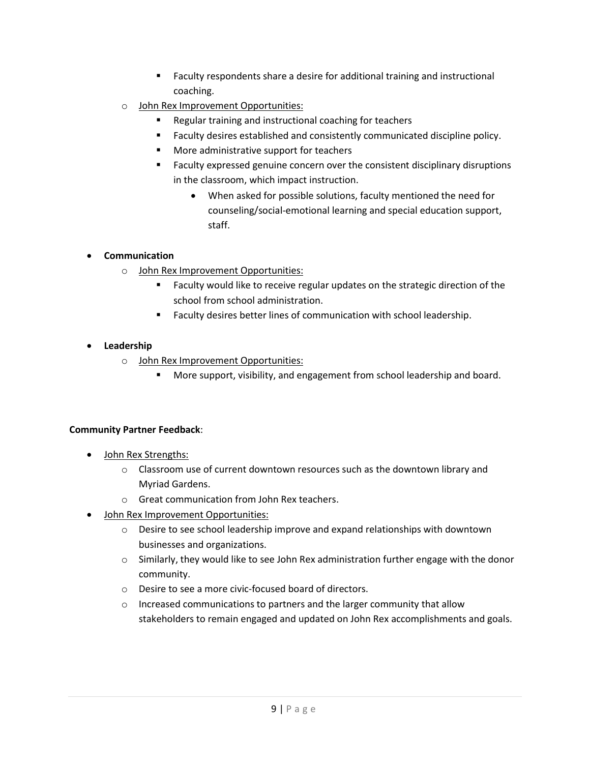- Faculty respondents share a desire for additional training and instructional coaching.
    - <u>John Rex Improvement Opportunities:</u>
        - Regular training and instructional coaching for teachers
        - Faculty desires established and consistently communicated discipline policy.
        - More administrative support for teachers
        - Faculty expressed genuine concern over the consistent disciplinary disruptions in the classroom, which impact instruction.
            - When asked for possible solutions, faculty mentioned the need for counseling/social-emotional learning and special education support, staff.

- **Communication**
    - <u>John Rex Improvement Opportunities:</u>
        - Faculty would like to receive regular updates on the strategic direction of the school from school administration.
        - Faculty desires better lines of communication with school leadership.

- **Leadership**
    - <u>John Rex Improvement Opportunities:</u>
        - More support, visibility, and engagement from school leadership and board.

**Community Partner Feedback**:

- <u>John Rex Strengths:</u>
    - Classroom use of current downtown resources such as the downtown library and Myriad Gardens.
    - Great communication from John Rex teachers.
- <u>John Rex Improvement Opportunities:</u>
    - Desire to see school leadership improve and expand relationships with downtown businesses and organizations.
    - Similarly, they would like to see John Rex administration further engage with the donor community.
    - Desire to see a more civic-focused board of directors.
    - Increased communications to partners and the larger community that allow stakeholders to remain engaged and updated on John Rex accomplishments and goals.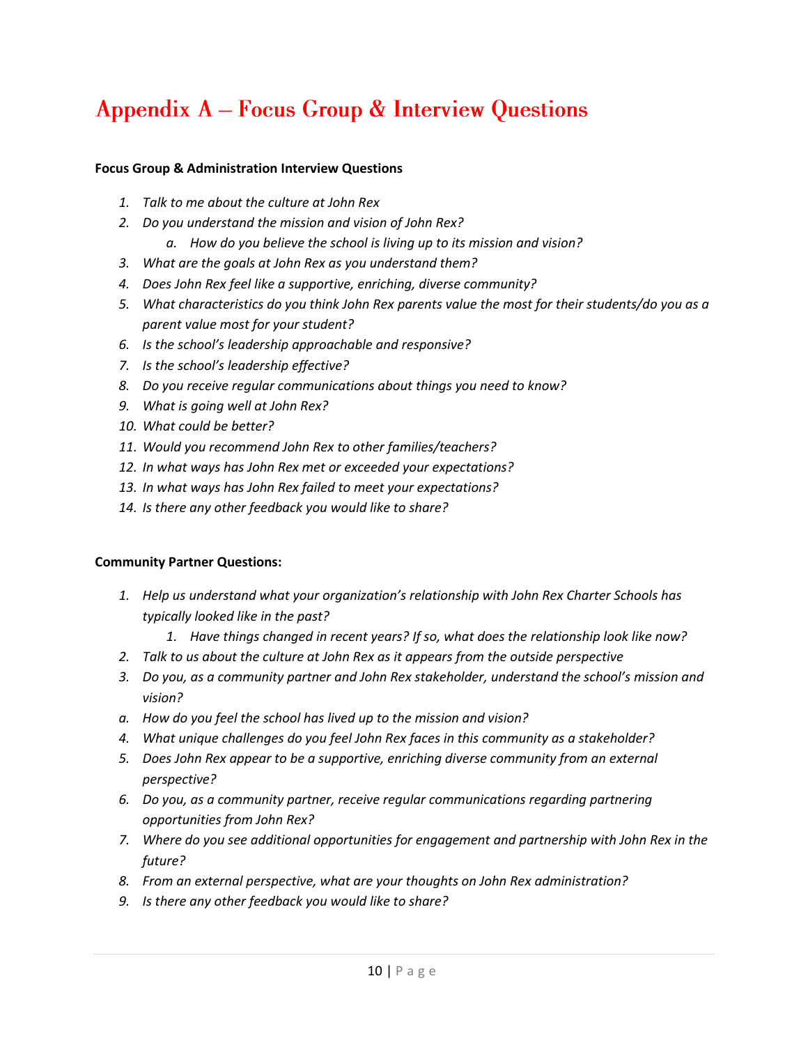# Appendix A – Focus Group & Interview Questions

**Focus Group & Administration Interview Questions**

1. *Talk to me about the culture at John Rex*
2. *Do you understand the mission and vision of John Rex?*
    a. *How do you believe the school is living up to its mission and vision?*
3. *What are the goals at John Rex as you understand them?*
4. *Does John Rex feel like a supportive, enriching, diverse community?*
5. *What characteristics do you think John Rex parents value the most for their students/do you as a parent value most for your student?*
6. *Is the school's leadership approachable and responsive?*
7. *Is the school's leadership effective?*
8. *Do you receive regular communications about things you need to know?*
9. *What is going well at John Rex?*
10. *What could be better?*
11. *Would you recommend John Rex to other families/teachers?*
12. *In what ways has John Rex met or exceeded your expectations?*
13. *In what ways has John Rex failed to meet your expectations?*
14. *Is there any other feedback you would like to share?*

**Community Partner Questions:**

1. *Help us understand what your organization's relationship with John Rex Charter Schools has typically looked like in the past?*
    1. *Have things changed in recent years? If so, what does the relationship look like now?*
2. *Talk to us about the culture at John Rex as it appears from the outside perspective*
3. *Do you, as a community partner and John Rex stakeholder, understand the school's mission and vision?*

a. *How do you feel the school has lived up to the mission and vision?*

4. *What unique challenges do you feel John Rex faces in this community as a stakeholder?*
5. *Does John Rex appear to be a supportive, enriching diverse community from an external perspective?*
6. *Do you, as a community partner, receive regular communications regarding partnering opportunities from John Rex?*
7. *Where do you see additional opportunities for engagement and partnership with John Rex in the future?*
8. *From an external perspective, what are your thoughts on John Rex administration?*
9. *Is there any other feedback you would like to share?*